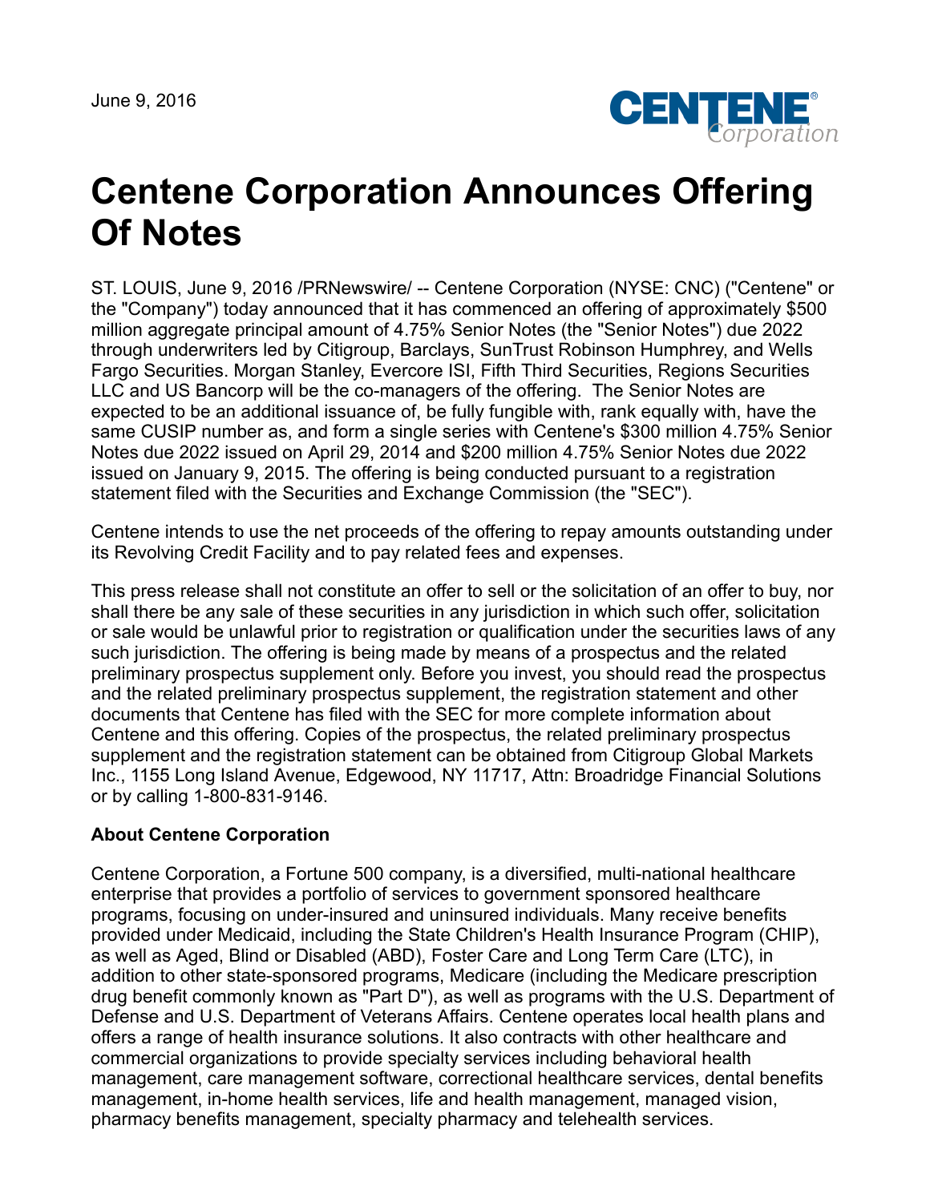June 9, 2016

# Centene Corporation Announces Offering Of Notes

ST. LOUIS, June 9, 2016 /PRNewswire/ -- Centene Corporation (NYSE: CNC) ("Centene" or the "Company") today announced that it has commenced an offering of approximately $500 million aggregate principal amount of 4.75% Senior Notes (the "Senior Notes") due 2022 through underwriters led by Citigroup, Barclays, SunTrust Robinson Humphrey, and Wells Fargo Securities. Morgan Stanley, Evercore ISI, Fifth Third Securities, Regions Securities LLC and US Bancorp will be the co-managers of the offering. The Senior Notes are expected to be an additional issuance of, be fully fungible with, rank equally with, have the same CUSIP number as, and form a single series with Centene's $300 million 4.75% Senior Notes due 2022 issued on April 29, 2014 and $200 million 4.75% Senior Notes due 2022 issued on January 9, 2015. The offering is being conducted pursuant to a registration statement filed with the Securities and Exchange Commission (the "SEC").

Centene intends to use the net proceeds of the offering to repay amounts outstanding under its Revolving Credit Facility and to pay related fees and expenses.

This press release shall not constitute an offer to sell or the solicitation of an offer to buy, nor shall there be any sale of these securities in any jurisdiction in which such offer, solicitation or sale would be unlawful prior to registration or qualification under the securities laws of any such jurisdiction. The offering is being made by means of a prospectus and the related preliminary prospectus supplement only. Before you invest, you should read the prospectus and the related preliminary prospectus supplement, the registration statement and other documents that Centene has filed with the SEC for more complete information about Centene and this offering. Copies of the prospectus, the related preliminary prospectus supplement and the registration statement can be obtained from Citigroup Global Markets Inc., 1155 Long Island Avenue, Edgewood, NY 11717, Attn: Broadridge Financial Solutions or by calling 1-800-831-9146.

**About Centene Corporation**

Centene Corporation, a Fortune 500 company, is a diversified, multi-national healthcare enterprise that provides a portfolio of services to government sponsored healthcare programs, focusing on under-insured and uninsured individuals. Many receive benefits provided under Medicaid, including the State Children's Health Insurance Program (CHIP), as well as Aged, Blind or Disabled (ABD), Foster Care and Long Term Care (LTC), in addition to other state-sponsored programs, Medicare (including the Medicare prescription drug benefit commonly known as "Part D"), as well as programs with the U.S. Department of Defense and U.S. Department of Veterans Affairs. Centene operates local health plans and offers a range of health insurance solutions. It also contracts with other healthcare and commercial organizations to provide specialty services including behavioral health management, care management software, correctional healthcare services, dental benefits management, in-home health services, life and health management, managed vision, pharmacy benefits management, specialty pharmacy and telehealth services.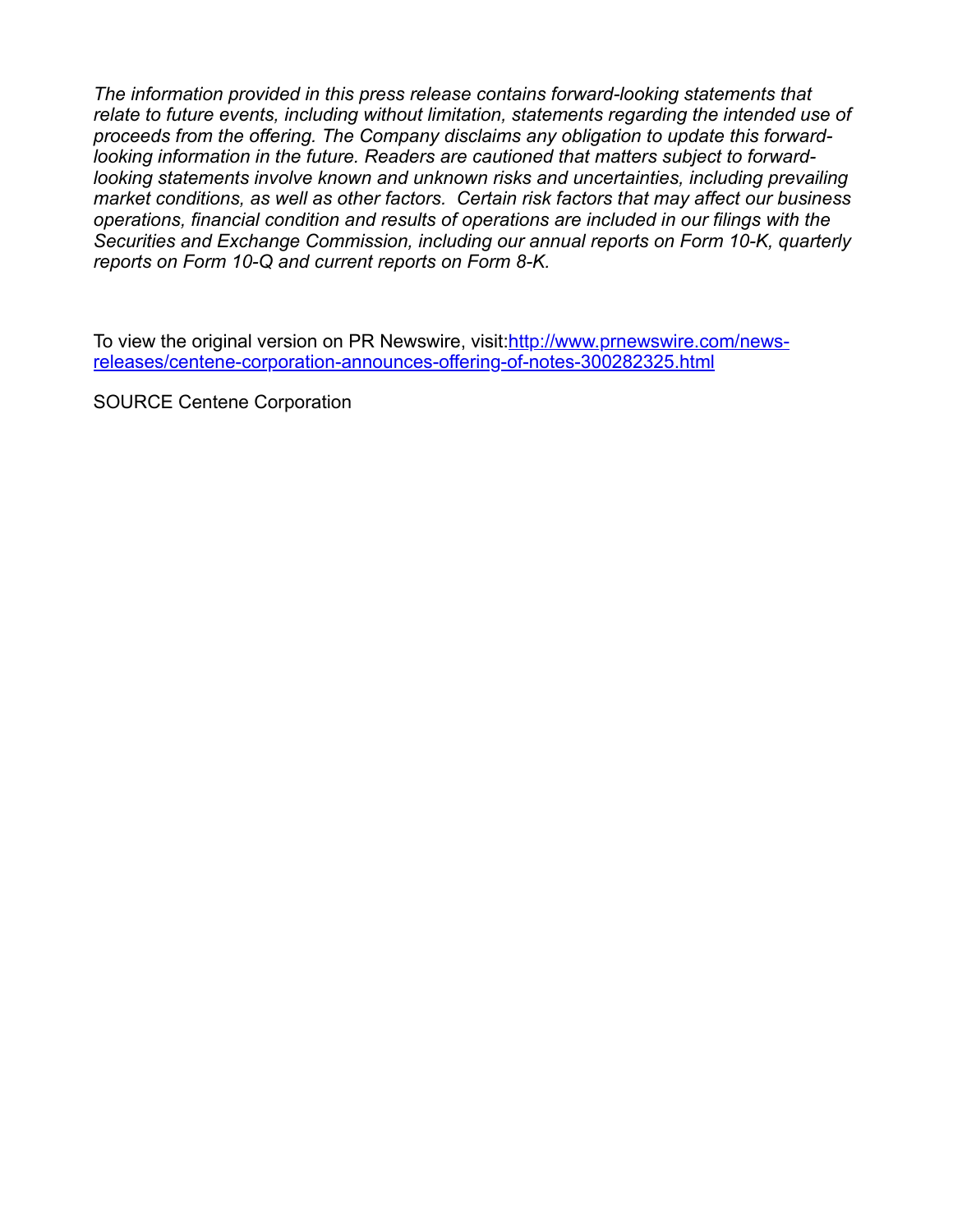*The information provided in this press release contains forward-looking statements that relate to future events, including without limitation, statements regarding the intended use of proceeds from the offering. The Company disclaims any obligation to update this forward-looking information in the future. Readers are cautioned that matters subject to forward-looking statements involve known and unknown risks and uncertainties, including prevailing market conditions, as well as other factors. Certain risk factors that may affect our business operations, financial condition and results of operations are included in our filings with the Securities and Exchange Commission, including our annual reports on Form 10-K, quarterly reports on Form 10-Q and current reports on Form 8-K.*

To view the original version on PR Newswire, visit:[http://www.prnewswire.com/news-releases/centene-corporation-announces-offering-of-notes-300282325.html](http://www.prnewswire.com/news-releases/centene-corporation-announces-offering-of-notes-300282325.html)

SOURCE Centene Corporation